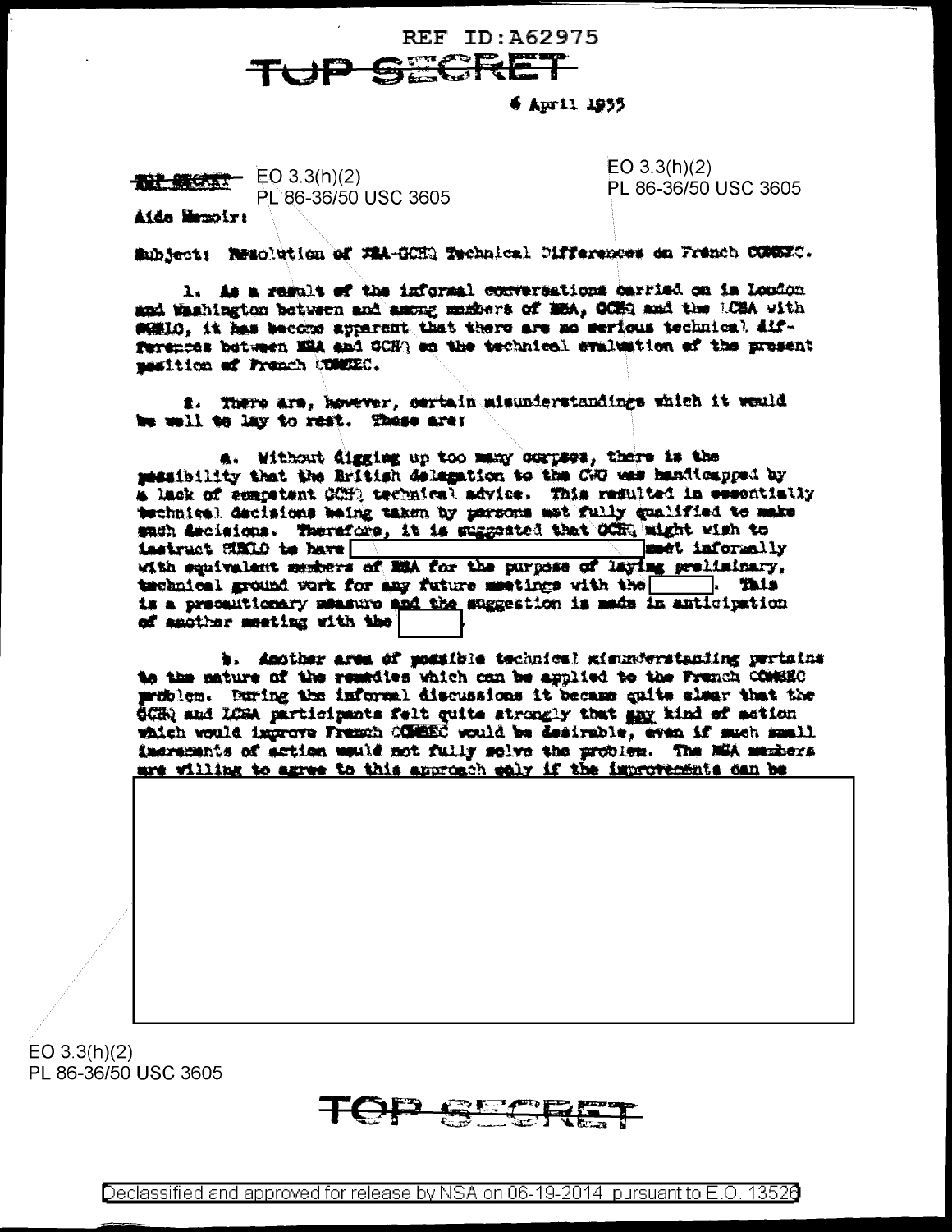REF ID:A62975

TOP SECRET

6 April 1955

TOP SECRET EO 3.3(h)(2) PL 86-36/50 USC 3605

EO 3.3(h)(2) PL 86-36/50 USC 3605

Aide Memoir:

Subject: Resolution of NSA-GCHQ Technical Differences on French COMSEC.

1. As a result of the informal conversations carried on in London and Washington between and among members of NSA, GCHQ and the LCSA with SUSLO, it has become apparent that there are no serious technical differences between NSA and GCHQ on the technical evaluation of the present position of French COMSEC.

2. There are, however, certain misunderstandings which it would be well to lay to rest. These are:

a. Without digging up too many corpses, there is the possibility that the British delegation to the CWG was handicapped by a lack of competent GCHQ technical advice. This resulted in essentially technical decisions being taken by persons not fully qualified to make such decisions. Therefore, it is suggested that GCHQ might wish to instruct SUKLO to have [REDACTED] meet informally with equivalent members of NSA for the purpose of laying preliminary, technical ground work for any future meetings with the [REDACTED]. This is a precautionary measure and the suggestion is made in anticipation of another meeting with the [REDACTED].

b. Another area of possible technical misunderstanding pertains to the nature of the remedies which can be applied to the French COMSEC problem. During the informal discussions it became quite clear that the GCHQ and LCSA participants felt quite strongly that any kind of action which would improve French COMSEC would be desirable, even if such small increments of action would not fully solve the problem. The NSA members are willing to agree to this approach only if the improvements can be

[REDACTED]

EO 3.3(h)(2) PL 86-36/50 USC 3605

TOP SECRET

Declassified and approved for release by NSA on 06-19-2014 pursuant to E.O. 13526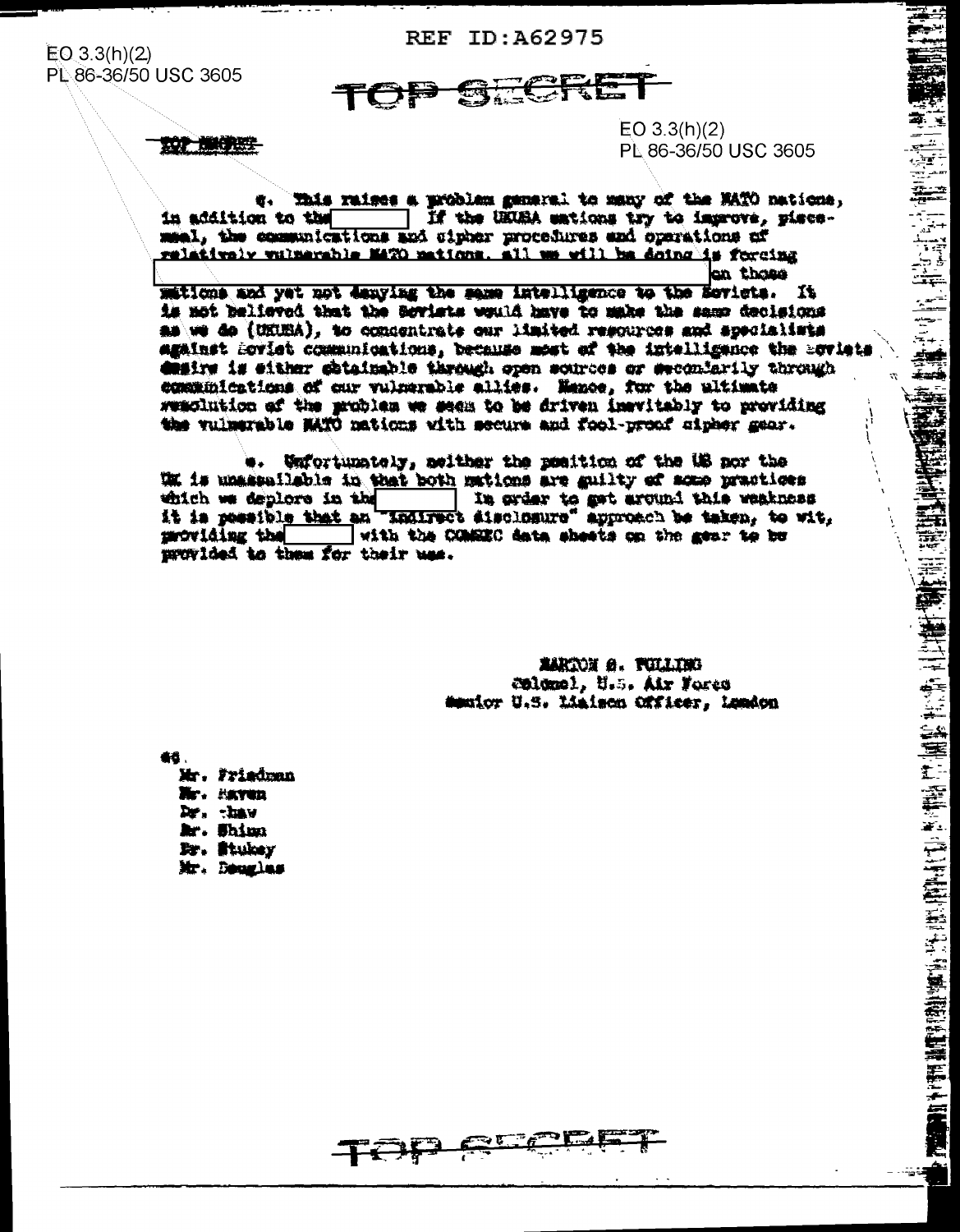EO 3.3(h)(2)
PL 86-36/50 USC 3605

REF ID:A62975

TOP SECRET

TOP SECRET

EO 3.3(h)(2)
PL 86-36/50 USC 3605

d. This raises a problem general to many of the NATO nations, in addition to the [ ] If the UKUSA nations try to improve, piecemeal, the communications and cipher procedures and operations of relatively vulnerable NATO nations, all we will be doing is forcing [ ] on those nations and yet not denying the same intelligence to the Soviets. It is not believed that the Soviets would have to make the same decisions as we do (UKUSA), to concentrate our limited resources and specialists against Soviet communications, because most of the intelligence the Soviets desire is either obtainable through open sources or secondarily through communications of our vulnerable allies. Hence, for the ultimate resolution of the problem we seem to be driven inevitably to providing the vulnerable NATO nations with secure and fool-proof cipher gear.

e. Unfortunately, neither the position of the US nor the UK is unassailable in that both nations are guilty of some practices which we deplore in the [ ] In order to get around this weakness it is possible that an "indirect disclosure" approach be taken, to wit, providing the [ ] with the COMSEC data sheets on the gear to be provided to them for their use.

MARTON S. FULLING
Colonel, U.S. Air Force
Senior U.S. Liaison Officer, London

cc.
Mr. Friedman
Mr. Raven
Dr. Shaw
Mr. Shinn
Dr. Stukey
Mr. Douglas

TOP SECRET